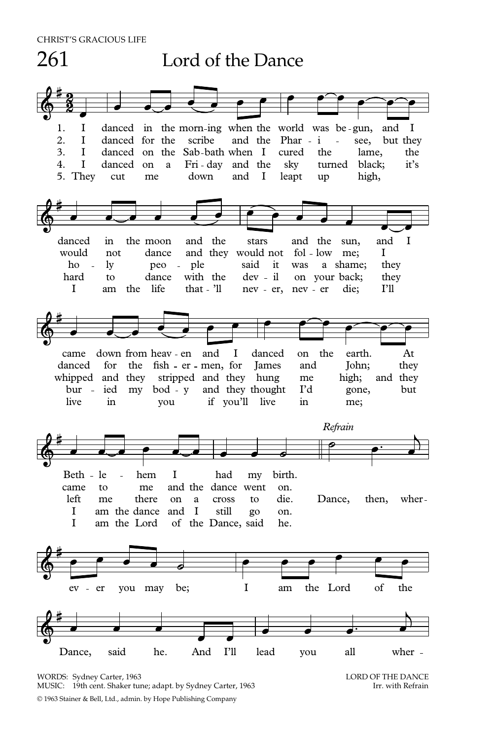CHRIST'S GRACIOUS LIFE

# 261 Lord of the Dance

1. I danced in the morn-ing when the world was be-gun, and I danced in the moon and the stars and the sun, and I came down from heav-en and I danced on the earth. At Beth-le-hem I had my birth.

2. I danced for the scribe and the Phar-i-see, but they would not dance and they would not fol-low me; I danced for the fish-er-men, for James and John; they came to me and the dance went on.

3. I danced on the Sab-bath when I cured the lame, the ho-ly peo-ple said it was a shame; they whipped and they stripped and they hung me high; and they left me there on a cross to die.

4. I danced on a Fri-day and the sky turned black; it's hard to dance with the dev-il on your back; they bur-ied my bod-y and they thought I'd gone, but I am the dance and I still go on.

5. They cut me down and I leapt up high, I am the life that-'ll nev-er, nev-er die; I'll live in you if you'll live in me; I am the Lord of the Dance, said he.

*Refrain*

Dance, then, wher-ev-er you may be; I am the Lord of the Dance, said he. And I'll lead you all wher-

WORDS: Sydney Carter, 1963
MUSIC: 19th cent. Shaker tune; adapt. by Sydney Carter, 1963

LORD OF THE DANCE
Irr. with Refrain

© 1963 Stainer & Bell, Ltd., admin. by Hope Publishing Company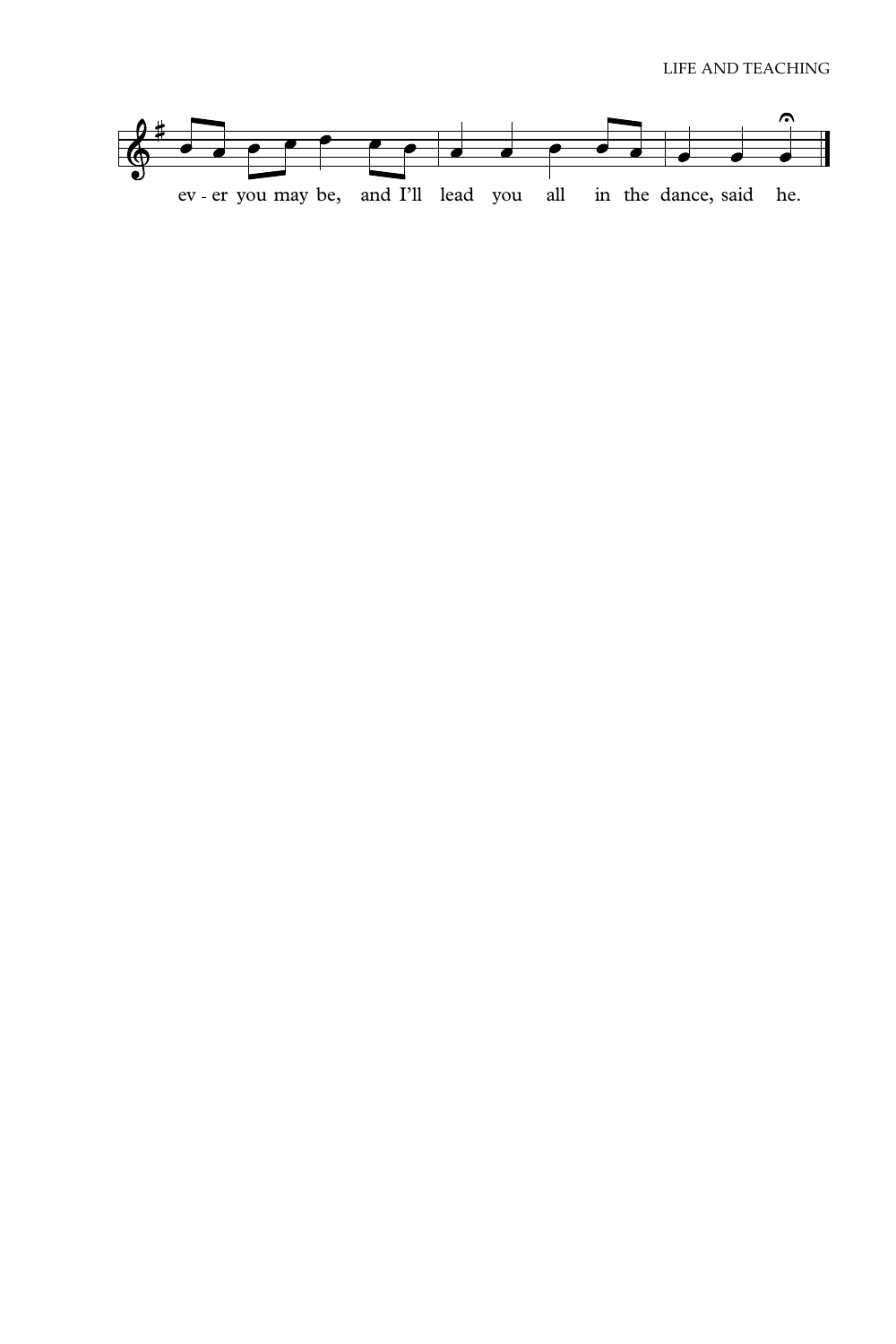ev - er you may be, and I'll lead you all in the dance, said he.